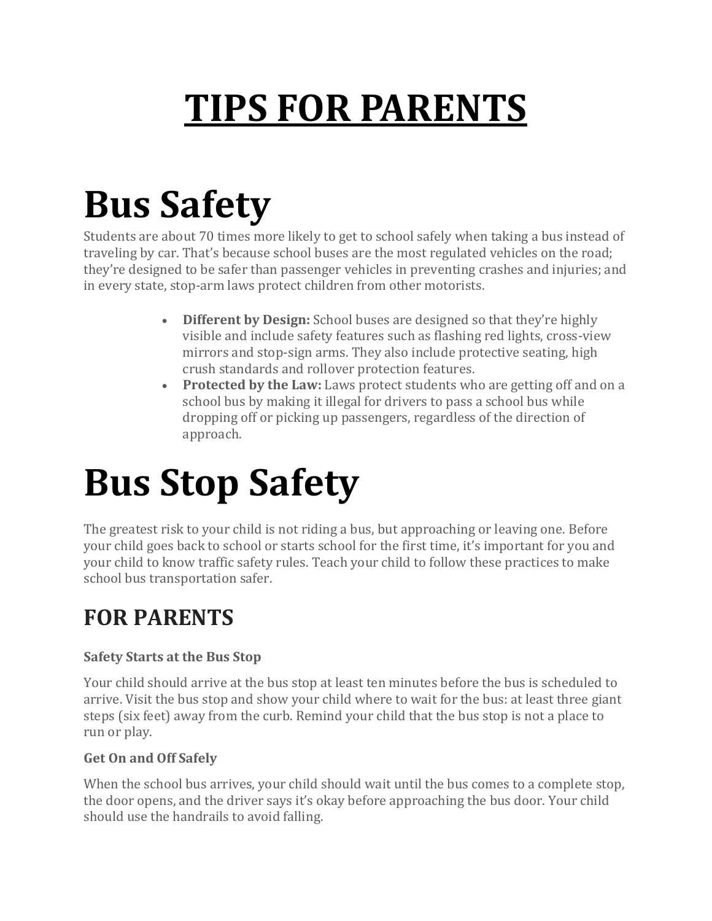# TIPS FOR PARENTS

# Bus Safety

Students are about 70 times more likely to get to school safely when taking a bus instead of traveling by car. That's because school buses are the most regulated vehicles on the road; they're designed to be safer than passenger vehicles in preventing crashes and injuries; and in every state, stop-arm laws protect children from other motorists.

- **Different by Design:** School buses are designed so that they're highly visible and include safety features such as flashing red lights, cross-view mirrors and stop-sign arms. They also include protective seating, high crush standards and rollover protection features.
- **Protected by the Law:** Laws protect students who are getting off and on a school bus by making it illegal for drivers to pass a school bus while dropping off or picking up passengers, regardless of the direction of approach.

# Bus Stop Safety

The greatest risk to your child is not riding a bus, but approaching or leaving one. Before your child goes back to school or starts school for the first time, it's important for you and your child to know traffic safety rules. Teach your child to follow these practices to make school bus transportation safer.

## FOR PARENTS

**Safety Starts at the Bus Stop**

Your child should arrive at the bus stop at least ten minutes before the bus is scheduled to arrive. Visit the bus stop and show your child where to wait for the bus: at least three giant steps (six feet) away from the curb. Remind your child that the bus stop is not a place to run or play.

**Get On and Off Safely**

When the school bus arrives, your child should wait until the bus comes to a complete stop, the door opens, and the driver says it's okay before approaching the bus door. Your child should use the handrails to avoid falling.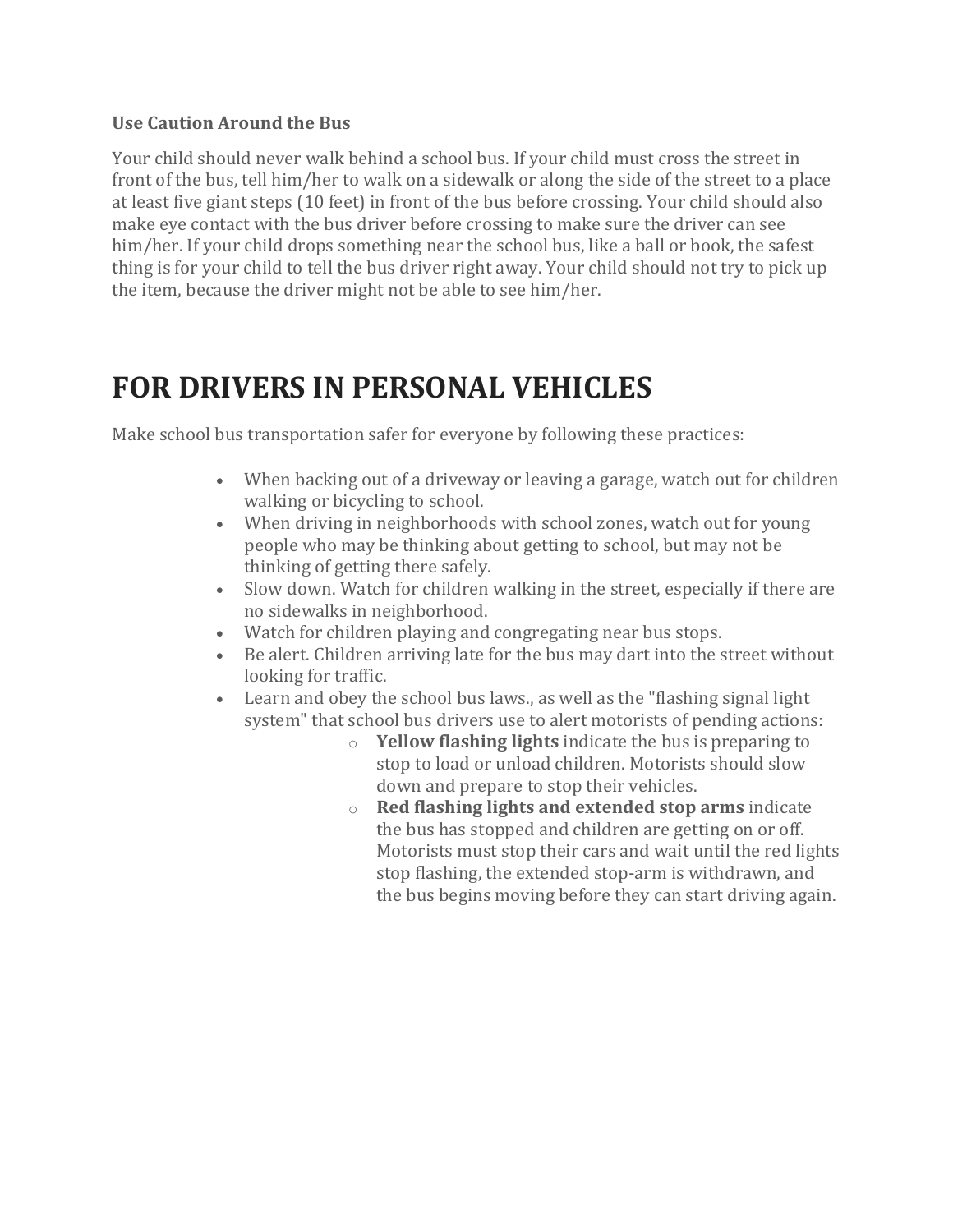**Use Caution Around the Bus**

Your child should never walk behind a school bus. If your child must cross the street in front of the bus, tell him/her to walk on a sidewalk or along the side of the street to a place at least five giant steps (10 feet) in front of the bus before crossing. Your child should also make eye contact with the bus driver before crossing to make sure the driver can see him/her. If your child drops something near the school bus, like a ball or book, the safest thing is for your child to tell the bus driver right away. Your child should not try to pick up the item, because the driver might not be able to see him/her.

# FOR DRIVERS IN PERSONAL VEHICLES

Make school bus transportation safer for everyone by following these practices:

- When backing out of a driveway or leaving a garage, watch out for children walking or bicycling to school.
- When driving in neighborhoods with school zones, watch out for young people who may be thinking about getting to school, but may not be thinking of getting there safely.
- Slow down. Watch for children walking in the street, especially if there are no sidewalks in neighborhood.
- Watch for children playing and congregating near bus stops.
- Be alert. Children arriving late for the bus may dart into the street without looking for traffic.
- Learn and obey the school bus laws., as well as the "flashing signal light system" that school bus drivers use to alert motorists of pending actions:
    - **Yellow flashing lights** indicate the bus is preparing to stop to load or unload children. Motorists should slow down and prepare to stop their vehicles.
    - **Red flashing lights and extended stop arms** indicate the bus has stopped and children are getting on or off. Motorists must stop their cars and wait until the red lights stop flashing, the extended stop-arm is withdrawn, and the bus begins moving before they can start driving again.